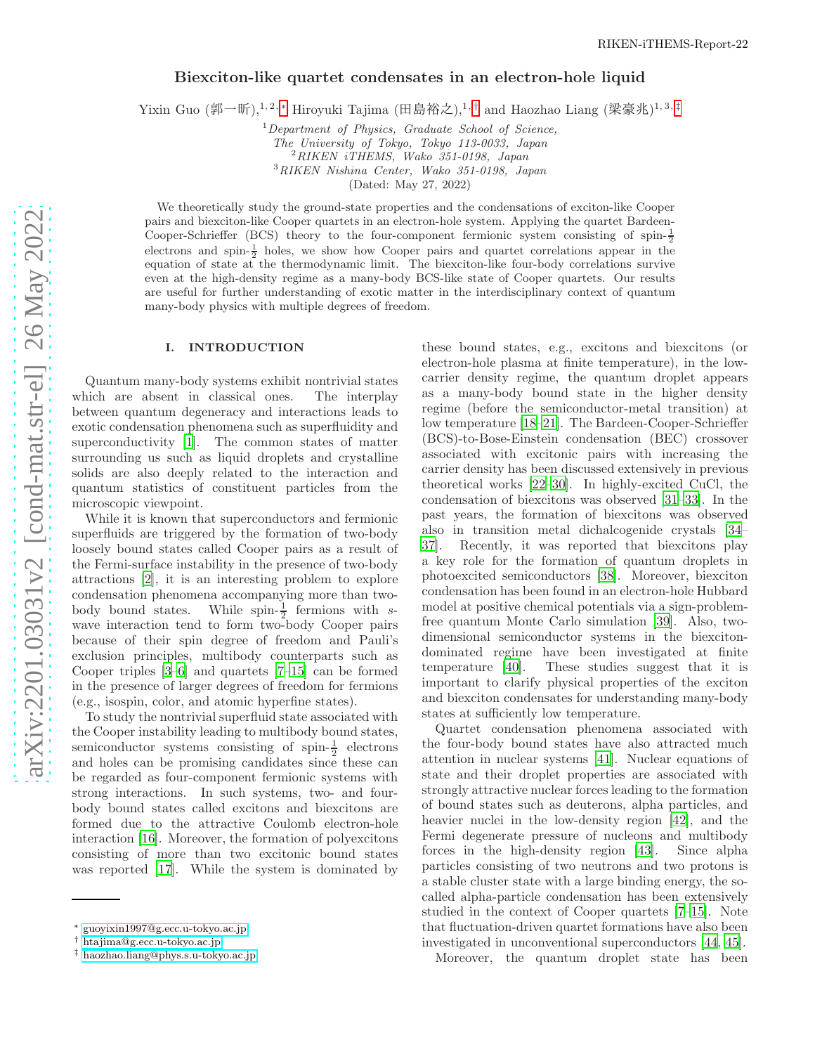# Biexciton-like quartet condensates in an electron-hole liquid

Yixin Guo (郭一昕),[1,2,*] Hiroyuki Tajima (田島裕之),[1,†] and Haozhao Liang (梁豪兆)[1,3,‡]

[1] *Department of Physics, Graduate School of Science, The University of Tokyo, Tokyo 113-0033, Japan*
[2] *RIKEN iTHEMS, Wako 351-0198, Japan*
[3] *RIKEN Nishina Center, Wako 351-0198, Japan*

(Dated: May 27, 2022)

We theoretically study the ground-state properties and the condensations of exciton-like Cooper pairs and biexciton-like Cooper quartets in an electron-hole system. Applying the quartet Bardeen-Cooper-Schrieffer (BCS) theory to the four-component fermionic system consisting of spin-$\frac{1}{2}$ electrons and spin-$\frac{1}{2}$ holes, we show how Cooper pairs and quartet correlations appear in the equation of state at the thermodynamic limit. The biexciton-like four-body correlations survive even at the high-density regime as a many-body BCS-like state of Cooper quartets. Our results are useful for further understanding of exotic matter in the interdisciplinary context of quantum many-body physics with multiple degrees of freedom.

## I. INTRODUCTION

Quantum many-body systems exhibit nontrivial states which are absent in classical ones. The interplay between quantum degeneracy and interactions leads to exotic condensation phenomena such as superfluidity and superconductivity [1]. The common states of matter surrounding us such as liquid droplets and crystalline solids are also deeply related to the interaction and quantum statistics of constituent particles from the microscopic viewpoint.

While it is known that superconductors and fermionic superfluids are triggered by the formation of two-body loosely bound states called Cooper pairs as a result of the Fermi-surface instability in the presence of two-body attractions [2], it is an interesting problem to explore condensation phenomena accompanying more than two-body bound states. While spin-$\frac{1}{2}$ fermions with $s$-wave interaction tend to form two-body Cooper pairs because of their spin degree of freedom and Pauli's exclusion principles, multibody counterparts such as Cooper triples [3–6] and quartets [7–15] can be formed in the presence of larger degrees of freedom for fermions (e.g., isospin, color, and atomic hyperfine states).

To study the nontrivial superfluid state associated with the Cooper instability leading to multibody bound states, semiconductor systems consisting of spin-$\frac{1}{2}$ electrons and holes can be promising candidates since these can be regarded as four-component fermionic systems with strong interactions. In such systems, two- and four-body bound states called excitons and biexcitons are formed due to the attractive Coulomb electron-hole interaction [16]. Moreover, the formation of polyexcitons consisting of more than two excitonic bound states was reported [17]. While the system is dominated by these bound states, e.g., excitons and biexcitons (or electron-hole plasma at finite temperature), in the low-carrier density regime, the quantum droplet appears as a many-body bound state in the higher density regime (before the semiconductor-metal transition) at low temperature [18–21]. The Bardeen-Cooper-Schrieffer (BCS)-to-Bose-Einstein condensation (BEC) crossover associated with excitonic pairs with increasing the carrier density has been discussed extensively in previous theoretical works [22–30]. In highly-excited CuCl, the condensation of biexcitons was observed [31–33]. In the past years, the formation of biexcitons was observed also in transition metal dichalcogenide crystals [34–37]. Recently, it was reported that biexcitons play a key role for the formation of quantum droplets in photoexcited semiconductors [38]. Moreover, biexciton condensation has been found in an electron-hole Hubbard model at positive chemical potentials via a sign-problem-free quantum Monte Carlo simulation [39]. Also, two-dimensional semiconductor systems in the biexciton-dominated regime have been investigated at finite temperature [40]. These studies suggest that it is important to clarify physical properties of the exciton and biexciton condensates for understanding many-body states at sufficiently low temperature.

Quartet condensation phenomena associated with the four-body bound states have also attracted much attention in nuclear systems [41]. Nuclear equations of state and their droplet properties are associated with strongly attractive nuclear forces leading to the formation of bound states such as deuterons, alpha particles, and heavier nuclei in the low-density region [42], and the Fermi degenerate pressure of nucleons and multibody forces in the high-density region [43]. Since alpha particles consisting of two neutrons and two protons is a stable cluster state with a large binding energy, the so-called alpha-particle condensation has been extensively studied in the context of Cooper quartets [7–15]. Note that fluctuation-driven quartet formations have also been investigated in unconventional superconductors [44, 45].

Moreover, the quantum droplet state has been

---

* guoyixin1997@g.ecc.u-tokyo.ac.jp
† htajima@g.ecc.u-tokyo.ac.jp
‡ haozhao.liang@phys.s.u-tokyo.ac.jp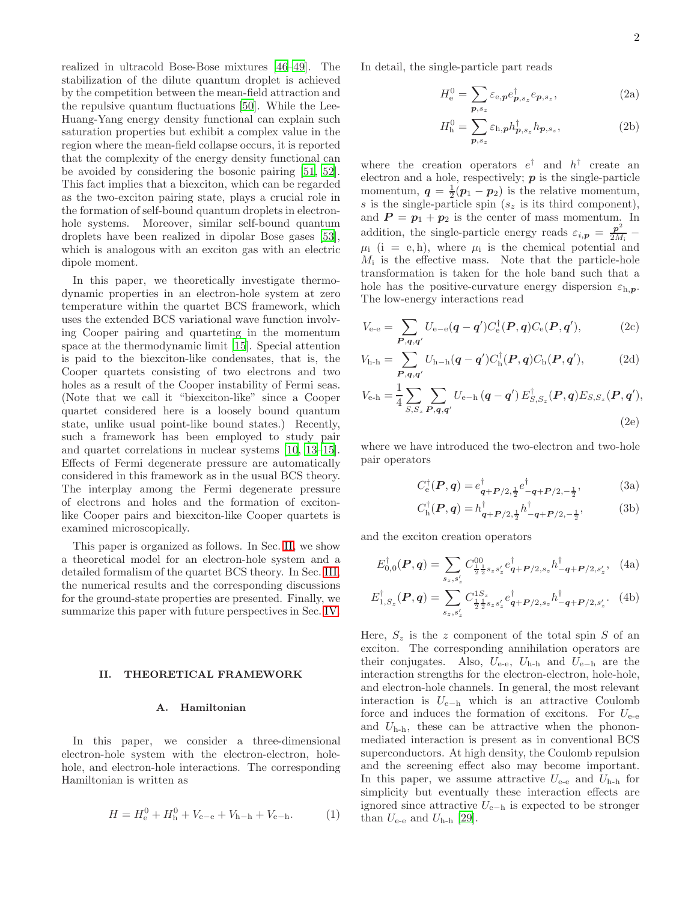realized in ultracold Bose-Bose mixtures [46–49]. The stabilization of the dilute quantum droplet is achieved by the competition between the mean-field attraction and the repulsive quantum fluctuations [50]. While the Lee-Huang-Yang energy density functional can explain such saturation properties but exhibit a complex value in the region where the mean-field collapse occurs, it is reported that the complexity of the energy density functional can be avoided by considering the bosonic pairing [51, 52]. This fact implies that a biexciton, which can be regarded as the two-exciton pairing state, plays a crucial role in the formation of self-bound quantum droplets in electron-hole systems. Moreover, similar self-bound quantum droplets have been realized in dipolar Bose gases [53], which is analogous with an exciton gas with an electric dipole moment.

In this paper, we theoretically investigate thermodynamic properties in an electron-hole system at zero temperature within the quartet BCS framework, which uses the extended BCS variational wave function involving Cooper pairing and quarteting in the momentum space at the thermodynamic limit [15]. Special attention is paid to the biexciton-like condensates, that is, the Cooper quartets consisting of two electrons and two holes as a result of the Cooper instability of Fermi seas. (Note that we call it "biexciton-like" since a Cooper quartet considered here is a loosely bound quantum state, unlike usual point-like bound states.) Recently, such a framework has been employed to study pair and quartet correlations in nuclear systems [10, 13–15]. Effects of Fermi degenerate pressure are automatically considered in this framework as in the usual BCS theory. The interplay among the Fermi degenerate pressure of electrons and holes and the formation of exciton-like Cooper pairs and biexciton-like Cooper quartets is examined microscopically.

This paper is organized as follows. In Sec. II, we show a theoretical model for an electron-hole system and a detailed formalism of the quartet BCS theory. In Sec. III, the numerical results and the corresponding discussions for the ground-state properties are presented. Finally, we summarize this paper with future perspectives in Sec. IV.

## II. THEORETICAL FRAMEWORK

### A. Hamiltonian

In this paper, we consider a three-dimensional electron-hole system with the electron-electron, hole-hole, and electron-hole interactions. The corresponding Hamiltonian is written as

$$H = H_{\rm e}^0 + H_{\rm h}^0 + V_{\rm e-e} + V_{\rm h-h} + V_{\rm e-h}. \tag{1}$$

In detail, the single-particle part reads

$$H_{\rm e}^0 = \sum_{\boldsymbol{p},s_z} \varepsilon_{{\rm e},\boldsymbol{p}} e^\dagger_{\boldsymbol{p},s_z} e_{\boldsymbol{p},s_z}, \tag{2a}$$

$$H_{\rm h}^0 = \sum_{\boldsymbol{p},s_z} \varepsilon_{{\rm h},\boldsymbol{p}} h^\dagger_{\boldsymbol{p},s_z} h_{\boldsymbol{p},s_z}, \tag{2b}$$

where the creation operators $e^\dagger$ and $h^\dagger$ create an electron and a hole, respectively; $\boldsymbol{p}$ is the single-particle momentum, $\boldsymbol{q} = \frac{1}{2}(\boldsymbol{p}_1 - \boldsymbol{p}_2)$ is the relative momentum, $s$ is the single-particle spin ($s_z$ is its third component), and $\boldsymbol{P} = \boldsymbol{p}_1 + \boldsymbol{p}_2$ is the center of mass momentum. In addition, the single-particle energy reads $\varepsilon_{i,\boldsymbol{p}} = \frac{\boldsymbol{p}^2}{2M_{\rm i}} - \mu_{\rm i}$ (i = e, h), where $\mu_{\rm i}$ is the chemical potential and $M_{\rm i}$ is the effective mass. Note that the particle-hole transformation is taken for the hole band such that a hole has the positive-curvature energy dispersion $\varepsilon_{{\rm h},\boldsymbol{p}}$. The low-energy interactions read

$$V_{\rm e-e} = \sum_{\boldsymbol{P},\boldsymbol{q},\boldsymbol{q}'} U_{\rm e-e}(\boldsymbol{q}-\boldsymbol{q}') C_{\rm e}^\dagger(\boldsymbol{P},\boldsymbol{q}) C_{\rm e}(\boldsymbol{P},\boldsymbol{q}'), \tag{2c}$$

$$V_{\rm h-h} = \sum_{\boldsymbol{P},\boldsymbol{q},\boldsymbol{q}'} U_{\rm h-h}(\boldsymbol{q}-\boldsymbol{q}') C_{\rm h}^\dagger(\boldsymbol{P},\boldsymbol{q}) C_{\rm h}(\boldsymbol{P},\boldsymbol{q}'), \tag{2d}$$

$$V_{\rm e-h} = \frac{1}{4} \sum_{S,S_z} \sum_{\boldsymbol{P},\boldsymbol{q},\boldsymbol{q}'} U_{\rm e-h}(\boldsymbol{q}-\boldsymbol{q}') E^\dagger_{S,S_z}(\boldsymbol{P},\boldsymbol{q}) E_{S,S_z}(\boldsymbol{P},\boldsymbol{q}'), \tag{2e}$$

where we have introduced the two-electron and two-hole pair operators

$$C_{\rm e}^\dagger(\boldsymbol{P},\boldsymbol{q}) = e^\dagger_{\boldsymbol{q}+\boldsymbol{P}/2,\frac{1}{2}} e^\dagger_{-\boldsymbol{q}+\boldsymbol{P}/2,-\frac{1}{2}}, \tag{3a}$$

$$C_{\rm h}^\dagger(\boldsymbol{P},\boldsymbol{q}) = h^\dagger_{\boldsymbol{q}+\boldsymbol{P}/2,\frac{1}{2}} h^\dagger_{-\boldsymbol{q}+\boldsymbol{P}/2,-\frac{1}{2}}, \tag{3b}$$

and the exciton creation operators

$$E^\dagger_{0,0}(\boldsymbol{P},\boldsymbol{q}) = \sum_{s_z,s_z'} C^{00}_{\frac{1}{2}\frac{1}{2}s_z s_z'} e^\dagger_{\boldsymbol{q}+\boldsymbol{P}/2,s_z} h^\dagger_{-\boldsymbol{q}+\boldsymbol{P}/2,s_z'}, \tag{4a}$$

$$E^\dagger_{1,S_z}(\boldsymbol{P},\boldsymbol{q}) = \sum_{s_z,s_z'} C^{1S_z}_{\frac{1}{2}\frac{1}{2}s_z s_z'} e^\dagger_{\boldsymbol{q}+\boldsymbol{P}/2,s_z} h^\dagger_{-\boldsymbol{q}+\boldsymbol{P}/2,s_z'}. \tag{4b}$$

Here, $S_z$ is the $z$ component of the total spin $S$ of an exciton. The corresponding annihilation operators are their conjugates. Also, $U_{\rm e-e}$, $U_{\rm h-h}$ and $U_{\rm e-h}$ are the interaction strengths for the electron-electron, hole-hole, and electron-hole channels. In general, the most relevant interaction is $U_{\rm e-h}$ which is an attractive Coulomb force and induces the formation of excitons. For $U_{\rm e-e}$ and $U_{\rm h-h}$, these can be attractive when the phonon-mediated interaction is present as in conventional BCS superconductors. At high density, the Coulomb repulsion and the screening effect also may become important. In this paper, we assume attractive $U_{\rm e-e}$ and $U_{\rm h-h}$ for simplicity but eventually these interaction effects are ignored since attractive $U_{\rm e-h}$ is expected to be stronger than $U_{\rm e-e}$ and $U_{\rm h-h}$ [29].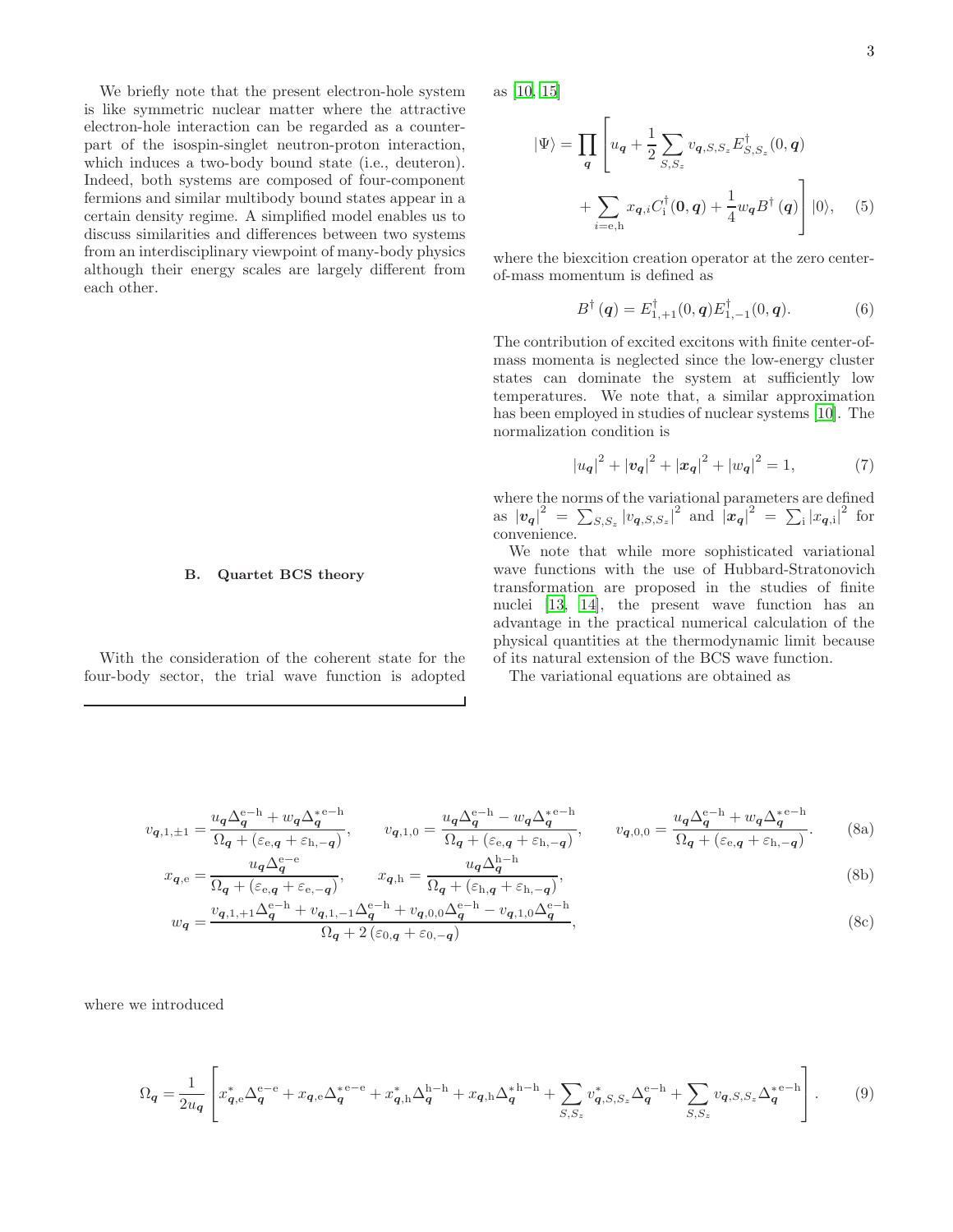We briefly note that the present electron-hole system is like symmetric nuclear matter where the attractive electron-hole interaction can be regarded as a counterpart of the isospin-singlet neutron-proton interaction, which induces a two-body bound state (i.e., deuteron). Indeed, both systems are composed of four-component fermions and similar multibody bound states appear in a certain density regime. A simplified model enables us to discuss similarities and differences between two systems from an interdisciplinary viewpoint of many-body physics although their energy scales are largely different from each other.

### B. Quartet BCS theory

With the consideration of the coherent state for the four-body sector, the trial wave function is adopted as [10, 15]

$$|\Psi\rangle = \prod_{\boldsymbol{q}} \left[ u_{\boldsymbol{q}} + \frac{1}{2}\sum_{S,S_z} v_{\boldsymbol{q},S,S_z} E^{\dagger}_{S,S_z}(0,\boldsymbol{q}) + \sum_{i=\mathrm{e,h}} x_{\boldsymbol{q},i} C^{\dagger}_{\mathrm{i}}(\boldsymbol{0},\boldsymbol{q}) + \frac{1}{4} w_{\boldsymbol{q}} B^{\dagger}(\boldsymbol{q}) \right] |0\rangle, \quad (5)$$

where the biexcition creation operator at the zero center-of-mass momentum is defined as

$$B^{\dagger}(\boldsymbol{q}) = E^{\dagger}_{1,+1}(0,\boldsymbol{q}) E^{\dagger}_{1,-1}(0,\boldsymbol{q}). \quad (6)$$

The contribution of excited excitons with finite center-of-mass momenta is neglected since the low-energy cluster states can dominate the system at sufficiently low temperatures. We note that, a similar approximation has been employed in studies of nuclear systems [10]. The normalization condition is

$$|u_{\boldsymbol{q}}|^2 + |\boldsymbol{v}_{\boldsymbol{q}}|^2 + |\boldsymbol{x}_{\boldsymbol{q}}|^2 + |w_{\boldsymbol{q}}|^2 = 1, \quad (7)$$

where the norms of the variational parameters are defined as $|\boldsymbol{v}_{\boldsymbol{q}}|^2 = \sum_{S,S_z} |v_{\boldsymbol{q},S,S_z}|^2$ and $|\boldsymbol{x}_{\boldsymbol{q}}|^2 = \sum_{\mathrm{i}} |x_{\boldsymbol{q},\mathrm{i}}|^2$ for convenience.

We note that while more sophisticated variational wave functions with the use of Hubbard-Stratonovich transformation are proposed in the studies of finite nuclei [13, 14], the present wave function has an advantage in the practical numerical calculation of the physical quantities at the thermodynamic limit because of its natural extension of the BCS wave function.

The variational equations are obtained as

$$v_{\boldsymbol{q},1,\pm1} = \frac{u_{\boldsymbol{q}}\Delta^{\mathrm{e-h}}_{\boldsymbol{q}} + w_{\boldsymbol{q}}\Delta^{*\mathrm{e-h}}_{\boldsymbol{q}}}{\Omega_{\boldsymbol{q}} + (\varepsilon_{\mathrm{e},\boldsymbol{q}} + \varepsilon_{\mathrm{h},-\boldsymbol{q}})}, \qquad v_{\boldsymbol{q},1,0} = \frac{u_{\boldsymbol{q}}\Delta^{\mathrm{e-h}}_{\boldsymbol{q}} - w_{\boldsymbol{q}}\Delta^{*\mathrm{e-h}}_{\boldsymbol{q}}}{\Omega_{\boldsymbol{q}} + (\varepsilon_{\mathrm{e},\boldsymbol{q}} + \varepsilon_{\mathrm{h},-\boldsymbol{q}})}, \qquad v_{\boldsymbol{q},0,0} = \frac{u_{\boldsymbol{q}}\Delta^{\mathrm{e-h}}_{\boldsymbol{q}} + w_{\boldsymbol{q}}\Delta^{*\mathrm{e-h}}_{\boldsymbol{q}}}{\Omega_{\boldsymbol{q}} + (\varepsilon_{\mathrm{e},\boldsymbol{q}} + \varepsilon_{\mathrm{h},-\boldsymbol{q}})}. \quad (8a)$$

$$x_{\boldsymbol{q},\mathrm{e}} = \frac{u_{\boldsymbol{q}}\Delta^{\mathrm{e-e}}_{\boldsymbol{q}}}{\Omega_{\boldsymbol{q}} + (\varepsilon_{\mathrm{e},\boldsymbol{q}} + \varepsilon_{\mathrm{e},-\boldsymbol{q}})}, \qquad x_{\boldsymbol{q},\mathrm{h}} = \frac{u_{\boldsymbol{q}}\Delta^{\mathrm{h-h}}_{\boldsymbol{q}}}{\Omega_{\boldsymbol{q}} + (\varepsilon_{\mathrm{h},\boldsymbol{q}} + \varepsilon_{\mathrm{h},-\boldsymbol{q}})}, \quad (8b)$$

$$w_{\boldsymbol{q}} = \frac{v_{\boldsymbol{q},1,+1}\Delta^{\mathrm{e-h}}_{\boldsymbol{q}} + v_{\boldsymbol{q},1,-1}\Delta^{\mathrm{e-h}}_{\boldsymbol{q}} + v_{\boldsymbol{q},0,0}\Delta^{\mathrm{e-h}}_{\boldsymbol{q}} - v_{\boldsymbol{q},1,0}\Delta^{\mathrm{e-h}}_{\boldsymbol{q}}}{\Omega_{\boldsymbol{q}} + 2(\varepsilon_{0,\boldsymbol{q}} + \varepsilon_{0,-\boldsymbol{q}})}, \quad (8c)$$

where we introduced

$$\Omega_{\boldsymbol{q}} = \frac{1}{2u_{\boldsymbol{q}}} \left[ x^*_{\boldsymbol{q},\mathrm{e}}\Delta^{\mathrm{e-e}}_{\boldsymbol{q}} + x_{\boldsymbol{q},\mathrm{e}}\Delta^{*\mathrm{e-e}}_{\boldsymbol{q}} + x^*_{\boldsymbol{q},\mathrm{h}}\Delta^{\mathrm{h-h}}_{\boldsymbol{q}} + x_{\boldsymbol{q},\mathrm{h}}\Delta^{*\mathrm{h-h}}_{\boldsymbol{q}} + \sum_{S,S_z} v^*_{\boldsymbol{q},S,S_z}\Delta^{\mathrm{e-h}}_{\boldsymbol{q}} + \sum_{S,S_z} v_{\boldsymbol{q},S,S_z}\Delta^{*\mathrm{e-h}}_{\boldsymbol{q}} \right]. \quad (9)$$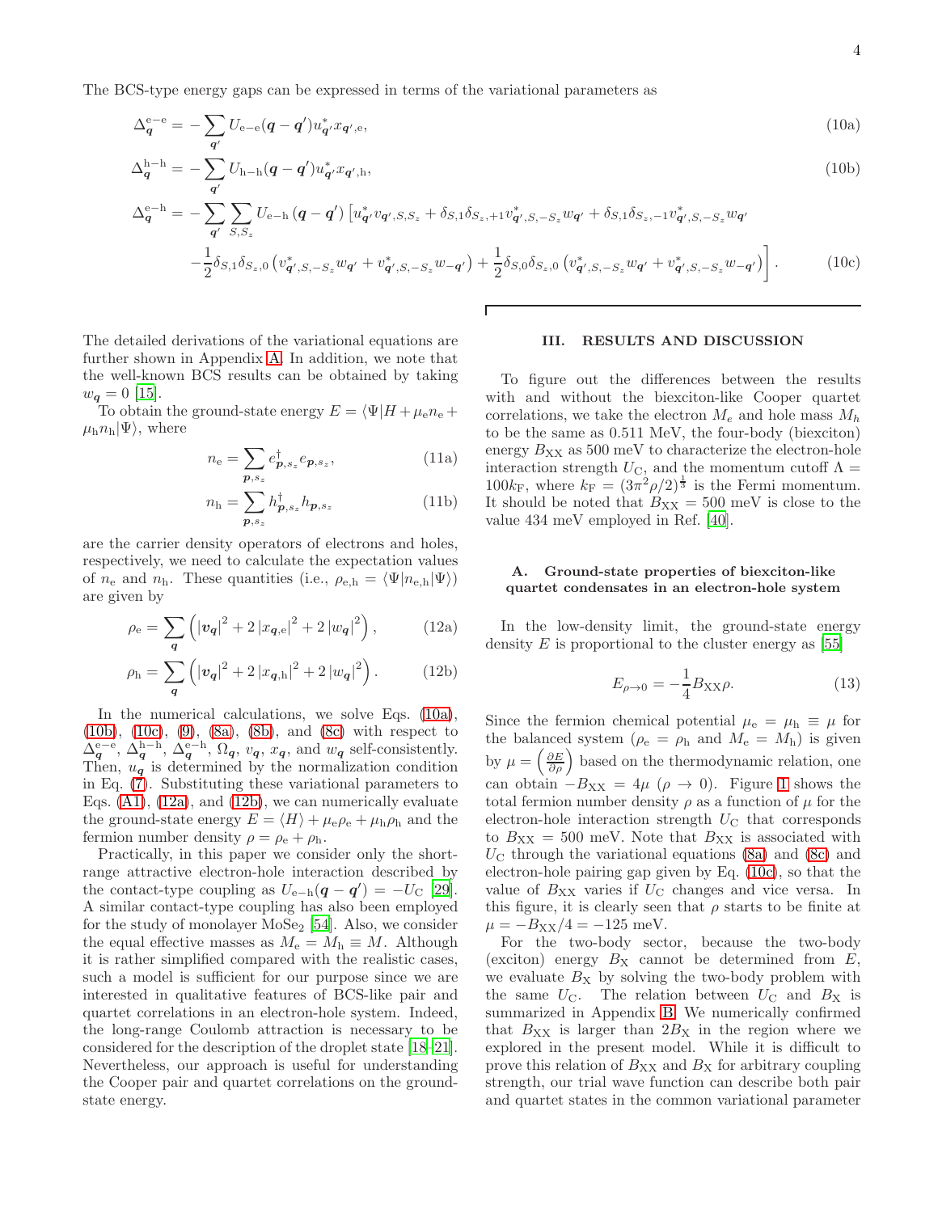The BCS-type energy gaps can be expressed in terms of the variational parameters as

$$\Delta_{\boldsymbol{q}}^{\mathrm{e-e}} = -\sum_{\boldsymbol{q}'} U_{\mathrm{e-e}}(\boldsymbol{q}-\boldsymbol{q}') u_{\boldsymbol{q}'}^{*} x_{\boldsymbol{q}',\mathrm{e}}, \tag{10a}$$

$$\Delta_{\boldsymbol{q}}^{\mathrm{h-h}} = -\sum_{\boldsymbol{q}'} U_{\mathrm{h-h}}(\boldsymbol{q}-\boldsymbol{q}') u_{\boldsymbol{q}'}^{*} x_{\boldsymbol{q}',\mathrm{h}}, \tag{10b}$$

$$\begin{aligned}\Delta_{\boldsymbol{q}}^{\mathrm{e-h}} = &-\sum_{\boldsymbol{q}'} \sum_{S,S_z} U_{\mathrm{e-h}}(\boldsymbol{q}-\boldsymbol{q}') \Big[ u_{\boldsymbol{q}'}^{*} v_{\boldsymbol{q}',S,S_z} + \delta_{S,1}\delta_{S_z,+1} v_{\boldsymbol{q}',S,-S_z}^{*} w_{\boldsymbol{q}'} + \delta_{S,1}\delta_{S_z,-1} v_{\boldsymbol{q}',S,-S_z}^{*} w_{\boldsymbol{q}'} \\ &-\frac{1}{2}\delta_{S,1}\delta_{S_z,0}\left(v_{\boldsymbol{q}',S,-S_z}^{*} w_{\boldsymbol{q}'} + v_{\boldsymbol{q}',S,-S_z}^{*} w_{-\boldsymbol{q}'}\right) + \frac{1}{2}\delta_{S,0}\delta_{S_z,0}\left(v_{\boldsymbol{q}',S,-S_z}^{*} w_{\boldsymbol{q}'} + v_{\boldsymbol{q}',S,-S_z}^{*} w_{-\boldsymbol{q}'}\right)\Big]. \end{aligned} \tag{10c}$$

The detailed derivations of the variational equations are further shown in Appendix A. In addition, we note that the well-known BCS results can be obtained by taking $w_{\boldsymbol{q}} = 0$ [15].

To obtain the ground-state energy $E = \langle \Psi | H + \mu_{\mathrm{e}} n_{\mathrm{e}} + \mu_{\mathrm{h}} n_{\mathrm{h}} | \Psi \rangle$, where

$$n_{\mathrm{e}} = \sum_{\boldsymbol{p},s_z} e_{\boldsymbol{p},s_z}^{\dagger} e_{\boldsymbol{p},s_z}, \tag{11a}$$

$$n_{\mathrm{h}} = \sum_{\boldsymbol{p},s_z} h_{\boldsymbol{p},s_z}^{\dagger} h_{\boldsymbol{p},s_z} \tag{11b}$$

are the carrier density operators of electrons and holes, respectively, we need to calculate the expectation values of $n_{\mathrm{e}}$ and $n_{\mathrm{h}}$. These quantities (i.e., $\rho_{\mathrm{e,h}} = \langle \Psi | n_{\mathrm{e,h}} | \Psi \rangle$) are given by

$$\rho_{\mathrm{e}} = \sum_{\boldsymbol{q}} \left( |\boldsymbol{v}_{\boldsymbol{q}}|^2 + 2\,|x_{\boldsymbol{q},\mathrm{e}}|^2 + 2\,|w_{\boldsymbol{q}}|^2 \right), \tag{12a}$$

$$\rho_{\mathrm{h}} = \sum_{\boldsymbol{q}} \left( |\boldsymbol{v}_{\boldsymbol{q}}|^2 + 2\,|x_{\boldsymbol{q},\mathrm{h}}|^2 + 2\,|w_{\boldsymbol{q}}|^2 \right). \tag{12b}$$

In the numerical calculations, we solve Eqs. (10a), (10b), (10c), (9), (8a), (8b), and (8c) with respect to $\Delta_{\boldsymbol{q}}^{\mathrm{e-e}}$, $\Delta_{\boldsymbol{q}}^{\mathrm{h-h}}$, $\Delta_{\boldsymbol{q}}^{\mathrm{e-h}}$, $\Omega_{\boldsymbol{q}}$, $v_{\boldsymbol{q}}$, $x_{\boldsymbol{q}}$, and $w_{\boldsymbol{q}}$ self-consistently. Then, $u_{\boldsymbol{q}}$ is determined by the normalization condition in Eq. (7). Substituting these variational parameters to Eqs. (A1), (12a), and (12b), we can numerically evaluate the ground-state energy $E = \langle H \rangle + \mu_{\mathrm{e}}\rho_{\mathrm{e}} + \mu_{\mathrm{h}}\rho_{\mathrm{h}}$ and the fermion number density $\rho = \rho_{\mathrm{e}} + \rho_{\mathrm{h}}$.

Practically, in this paper we consider only the short-range attractive electron-hole interaction described by the contact-type coupling as $U_{\mathrm{e-h}}(\boldsymbol{q}-\boldsymbol{q}') = -U_{\mathrm{C}}$ [29]. A similar contact-type coupling has also been employed for the study of monolayer $\mathrm{MoSe}_2$ [54]. Also, we consider the equal effective masses as $M_{\mathrm{e}} = M_{\mathrm{h}} \equiv M$. Although it is rather simplified compared with the realistic cases, such a model is sufficient for our purpose since we are interested in qualitative features of BCS-like pair and quartet correlations in an electron-hole system. Indeed, the long-range Coulomb attraction is necessary to be considered for the description of the droplet state [18–21]. Nevertheless, our approach is useful for understanding the Cooper pair and quartet correlations on the ground-state energy.

## III. RESULTS AND DISCUSSION

To figure out the differences between the results with and without the biexciton-like Cooper quartet correlations, we take the electron $M_e$ and hole mass $M_h$ to be the same as 0.511 MeV, the four-body (biexciton) energy $B_{\mathrm{XX}}$ as 500 meV to characterize the electron-hole interaction strength $U_{\mathrm{C}}$, and the momentum cutoff $\Lambda = 100k_{\mathrm{F}}$, where $k_{\mathrm{F}} = (3\pi^2\rho/2)^{\frac{1}{3}}$ is the Fermi momentum. It should be noted that $B_{\mathrm{XX}} = 500$ meV is close to the value 434 meV employed in Ref. [40].

### A. Ground-state properties of biexciton-like quartet condensates in an electron-hole system

In the low-density limit, the ground-state energy density $E$ is proportional to the cluster energy as [55]

$$E_{\rho\to 0} = -\frac{1}{4} B_{\mathrm{XX}} \rho. \tag{13}$$

Since the fermion chemical potential $\mu_{\mathrm{e}} = \mu_{\mathrm{h}} \equiv \mu$ for the balanced system ($\rho_{\mathrm{e}} = \rho_{\mathrm{h}}$ and $M_{\mathrm{e}} = M_{\mathrm{h}}$) is given by $\mu = \left(\frac{\partial E}{\partial \rho}\right)$ based on the thermodynamic relation, one can obtain $-B_{\mathrm{XX}} = 4\mu$ ($\rho \to 0$). Figure 1 shows the total fermion number density $\rho$ as a function of $\mu$ for the electron-hole interaction strength $U_{\mathrm{C}}$ that corresponds to $B_{\mathrm{XX}} = 500$ meV. Note that $B_{\mathrm{XX}}$ is associated with $U_{\mathrm{C}}$ through the variational equations (8a) and (8c) and electron-hole pairing gap given by Eq. (10c), so that the value of $B_{\mathrm{XX}}$ varies if $U_{\mathrm{C}}$ changes and vice versa. In this figure, it is clearly seen that $\rho$ starts to be finite at $\mu = -B_{\mathrm{XX}}/4 = -125$ meV.

For the two-body sector, because the two-body (exciton) energy $B_{\mathrm{X}}$ cannot be determined from $E$, we evaluate $B_{\mathrm{X}}$ by solving the two-body problem with the same $U_{\mathrm{C}}$. The relation between $U_{\mathrm{C}}$ and $B_{\mathrm{X}}$ is summarized in Appendix B. We numerically confirmed that $B_{\mathrm{XX}}$ is larger than $2B_{\mathrm{X}}$ in the region where we explored in the present model. While it is difficult to prove this relation of $B_{\mathrm{XX}}$ and $B_{\mathrm{X}}$ for arbitrary coupling strength, our trial wave function can describe both pair and quartet states in the common variational parameter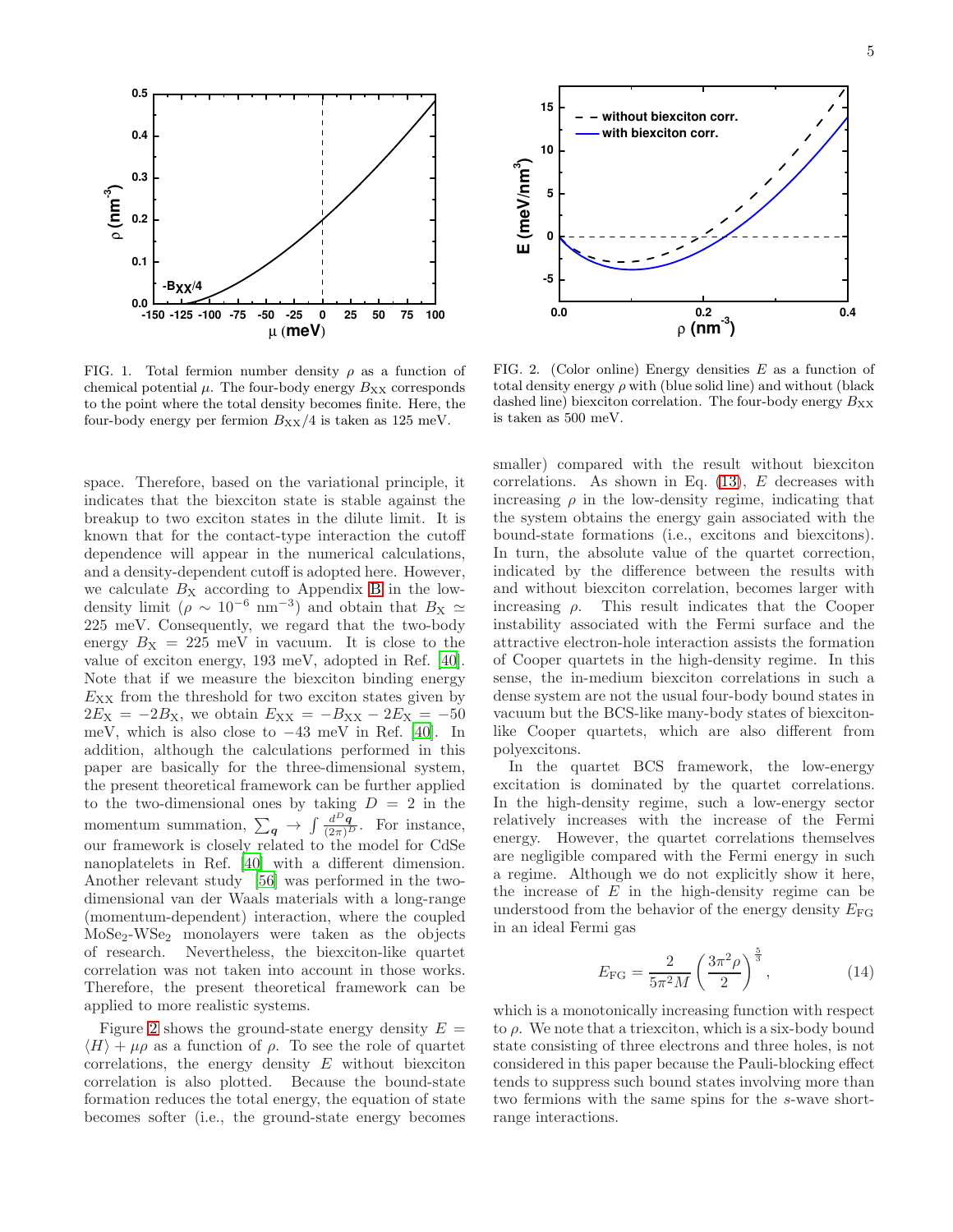FIG. 1. Total fermion number density $\rho$ as a function of chemical potential $\mu$. The four-body energy $B_{\rm XX}$ corresponds to the point where the total density becomes finite. Here, the four-body energy per fermion $B_{\rm XX}/4$ is taken as 125 meV.

FIG. 2. (Color online) Energy densities $E$ as a function of total density energy $\rho$ with (blue solid line) and without (black dashed line) biexciton correlation. The four-body energy $B_{\rm XX}$ is taken as 500 meV.

space. Therefore, based on the variational principle, it indicates that the biexciton state is stable against the breakup to two exciton states in the dilute limit. It is known that for the contact-type interaction the cutoff dependence will appear in the numerical calculations, and a density-dependent cutoff is adopted here. However, we calculate $B_{\rm X}$ according to Appendix B in the low-density limit ($\rho \sim 10^{-6}$ nm$^{-3}$) and obtain that $B_{\rm X} \simeq 225$ meV. Consequently, we regard that the two-body energy $B_{\rm X} = 225$ meV in vacuum. It is close to the value of exciton energy, 193 meV, adopted in Ref. [40]. Note that if we measure the biexciton binding energy $E_{\rm XX}$ from the threshold for two exciton states given by $2E_{\rm X} = -2B_{\rm X}$, we obtain $E_{\rm XX} = -B_{\rm XX} - 2E_{\rm X} = -50$ meV, which is also close to $-43$ meV in Ref. [40]. In addition, although the calculations performed in this paper are basically for the three-dimensional system, the present theoretical framework can be further applied to the two-dimensional ones by taking $D = 2$ in the momentum summation, $\sum_{\boldsymbol{q}} \to \int \frac{d^D\boldsymbol{q}}{(2\pi)^D}$. For instance, our framework is closely related to the model for CdSe nanoplatelets in Ref. [40] with a different dimension. Another relevant study [56] was performed in the two-dimensional van der Waals materials with a long-range (momentum-dependent) interaction, where the coupled $\text{MoSe}_2$-$\text{WSe}_2$ monolayers were taken as the objects of research. Nevertheless, the biexciton-like quartet correlation was not taken into account in those works. Therefore, the present theoretical framework can be applied to more realistic systems.

Figure 2 shows the ground-state energy density $E = \langle H \rangle + \mu\rho$ as a function of $\rho$. To see the role of quartet correlations, the energy density $E$ without biexciton correlation is also plotted. Because the bound-state formation reduces the total energy, the equation of state becomes softer (i.e., the ground-state energy becomes smaller) compared with the result without biexciton correlations. As shown in Eq. (13), $E$ decreases with increasing $\rho$ in the low-density regime, indicating that the system obtains the energy gain associated with the bound-state formations (i.e., excitons and biexcitons). In turn, the absolute value of the quartet correction, indicated by the difference between the results with and without biexciton correlation, becomes larger with increasing $\rho$. This result indicates that the Cooper instability associated with the Fermi surface and the attractive electron-hole interaction assists the formation of Cooper quartets in the high-density regime. In this sense, the in-medium biexciton correlations in such a dense system are not the usual four-body bound states in vacuum but the BCS-like many-body states of biexciton-like Cooper quartets, which are also different from polyexcitons.

In the quartet BCS framework, the low-energy excitation is dominated by the quartet correlations. In the high-density regime, such a low-energy sector relatively increases with the increase of the Fermi energy. However, the quartet correlations themselves are negligible compared with the Fermi energy in such a regime. Although we do not explicitly show it here, the increase of $E$ in the high-density regime can be understood from the behavior of the energy density $E_{\rm FG}$ in an ideal Fermi gas

$$E_{\rm FG} = \frac{2}{5\pi^2 M}\left(\frac{3\pi^2\rho}{2}\right)^{\frac{5}{3}}, \tag{14}$$

which is a monotonically increasing function with respect to $\rho$. We note that a triexciton, which is a six-body bound state consisting of three electrons and three holes, is not considered in this paper because the Pauli-blocking effect tends to suppress such bound states involving more than two fermions with the same spins for the $s$-wave short-range interactions.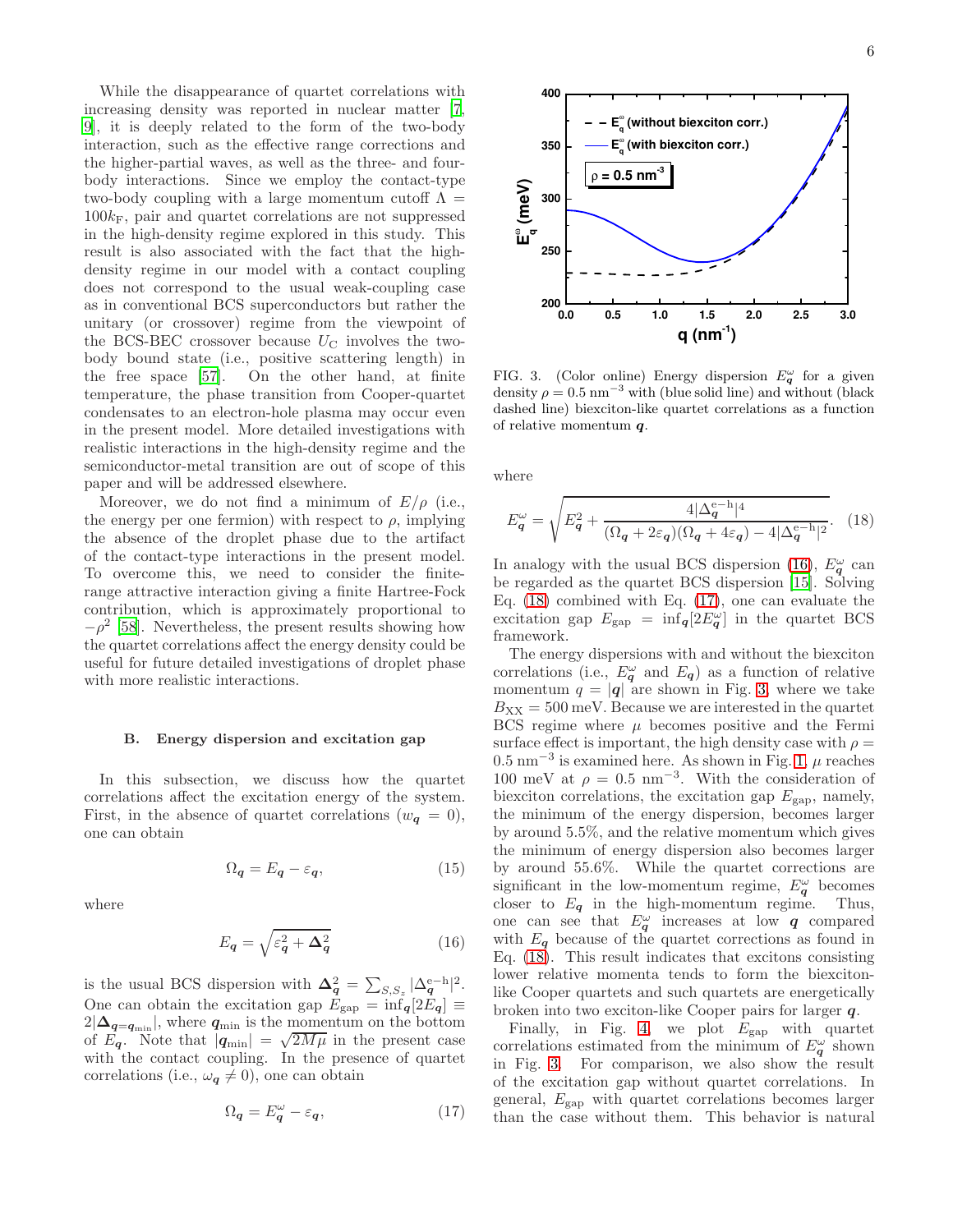While the disappearance of quartet correlations with increasing density was reported in nuclear matter [7, 9], it is deeply related to the form of the two-body interaction, such as the effective range corrections and the higher-partial waves, as well as the three- and four-body interactions. Since we employ the contact-type two-body coupling with a large momentum cutoff $\Lambda = 100k_{\rm F}$, pair and quartet correlations are not suppressed in the high-density regime explored in this study. This result is also associated with the fact that the high-density regime in our model with a contact coupling does not correspond to the usual weak-coupling case as in conventional BCS superconductors but rather the unitary (or crossover) regime from the viewpoint of the BCS-BEC crossover because $U_{\rm C}$ involves the two-body bound state (i.e., positive scattering length) in the free space [57]. On the other hand, at finite temperature, the phase transition from Cooper-quartet condensates to an electron-hole plasma may occur even in the present model. More detailed investigations with realistic interactions in the high-density regime and the semiconductor-metal transition are out of scope of this paper and will be addressed elsewhere.

Moreover, we do not find a minimum of $E/\rho$ (i.e., the energy per one fermion) with respect to $\rho$, implying the absence of the droplet phase due to the artifact of the contact-type interactions in the present model. To overcome this, we need to consider the finite-range attractive interaction giving a finite Hartree-Fock contribution, which is approximately proportional to $-\rho^2$ [58]. Nevertheless, the present results showing how the quartet correlations affect the energy density could be useful for future detailed investigations of droplet phase with more realistic interactions.

### B. Energy dispersion and excitation gap

In this subsection, we discuss how the quartet correlations affect the excitation energy of the system. First, in the absence of quartet correlations ($w_{\boldsymbol{q}} = 0$), one can obtain

$$\Omega_{\boldsymbol{q}} = E_{\boldsymbol{q}} - \varepsilon_{\boldsymbol{q}}, \tag{15}$$

where

$$E_{\boldsymbol{q}} = \sqrt{\varepsilon_{\boldsymbol{q}}^2 + \boldsymbol{\Delta}_{\boldsymbol{q}}^2} \tag{16}$$

is the usual BCS dispersion with $\boldsymbol{\Delta}_{\boldsymbol{q}}^2 = \sum_{S,S_z} |\Delta_{\boldsymbol{q}}^{\rm e\text{-}h}|^2$. One can obtain the excitation gap $E_{\rm gap} = \inf_{\boldsymbol{q}}[2E_{\boldsymbol{q}}] \equiv 2|\boldsymbol{\Delta}_{\boldsymbol{q}=\boldsymbol{q}_{\rm min}}|$, where $\boldsymbol{q}_{\rm min}$ is the momentum on the bottom of $E_{\boldsymbol{q}}$. Note that $|\boldsymbol{q}_{\rm min}| = \sqrt{2M\mu}$ in the present case with the contact coupling. In the presence of quartet correlations (i.e., $\omega_{\boldsymbol{q}} \neq 0$), one can obtain

$$\Omega_{\boldsymbol{q}} = E_{\boldsymbol{q}}^{\omega} - \varepsilon_{\boldsymbol{q}}, \tag{17}$$

FIG. 3. (Color online) Energy dispersion $E_{\boldsymbol{q}}^{\omega}$ for a given density $\rho = 0.5$ nm$^{-3}$ with (blue solid line) and without (black dashed line) biexciton-like quartet correlations as a function of relative momentum $\boldsymbol{q}$.

where

$$E_{\boldsymbol{q}}^{\omega} = \sqrt{E_{\boldsymbol{q}}^2 + \frac{4|\Delta_{\boldsymbol{q}}^{\rm e-h}|^4}{(\Omega_{\boldsymbol{q}} + 2\varepsilon_{\boldsymbol{q}})(\Omega_{\boldsymbol{q}} + 4\varepsilon_{\boldsymbol{q}}) - 4|\Delta_{\boldsymbol{q}}^{\rm e-h}|^2}}. \tag{18}$$

In analogy with the usual BCS dispersion (16), $E_{\boldsymbol{q}}^{\omega}$ can be regarded as the quartet BCS dispersion [15]. Solving Eq. (18) combined with Eq. (17), one can evaluate the excitation gap $E_{\rm gap} = \inf_{\boldsymbol{q}}[2E_{\boldsymbol{q}}^{\omega}]$ in the quartet BCS framework.

The energy dispersions with and without the biexciton correlations (i.e., $E_{\boldsymbol{q}}^{\omega}$ and $E_{\boldsymbol{q}}$) as a function of relative momentum $q = |\boldsymbol{q}|$ are shown in Fig. 3, where we take $B_{\rm XX} = 500$ meV. Because we are interested in the quartet BCS regime where $\mu$ becomes positive and the Fermi surface effect is important, the high density case with $\rho = 0.5$ nm$^{-3}$ is examined here. As shown in Fig. 1, $\mu$ reaches 100 meV at $\rho = 0.5$ nm$^{-3}$. With the consideration of biexciton correlations, the excitation gap $E_{\rm gap}$, namely, the minimum of the energy dispersion, becomes larger by around 5.5%, and the relative momentum which gives the minimum of energy dispersion also becomes larger by around 55.6%. While the quartet corrections are significant in the low-momentum regime, $E_{\boldsymbol{q}}^{\omega}$ becomes closer to $E_{\boldsymbol{q}}$ in the high-momentum regime. Thus, one can see that $E_{\boldsymbol{q}}^{\omega}$ increases at low $\boldsymbol{q}$ compared with $E_{\boldsymbol{q}}$ because of the quartet corrections as found in Eq. (18). This result indicates that excitons consisting lower relative momenta tends to form the biexciton-like Cooper quartets and such quartets are energetically broken into two exciton-like Cooper pairs for larger $\boldsymbol{q}$.

Finally, in Fig. 4, we plot $E_{\rm gap}$ with quartet correlations estimated from the minimum of $E_{\boldsymbol{q}}^{\omega}$ shown in Fig. 3. For comparison, we also show the result of the excitation gap without quartet correlations. In general, $E_{\rm gap}$ with quartet correlations becomes larger than the case without them. This behavior is natural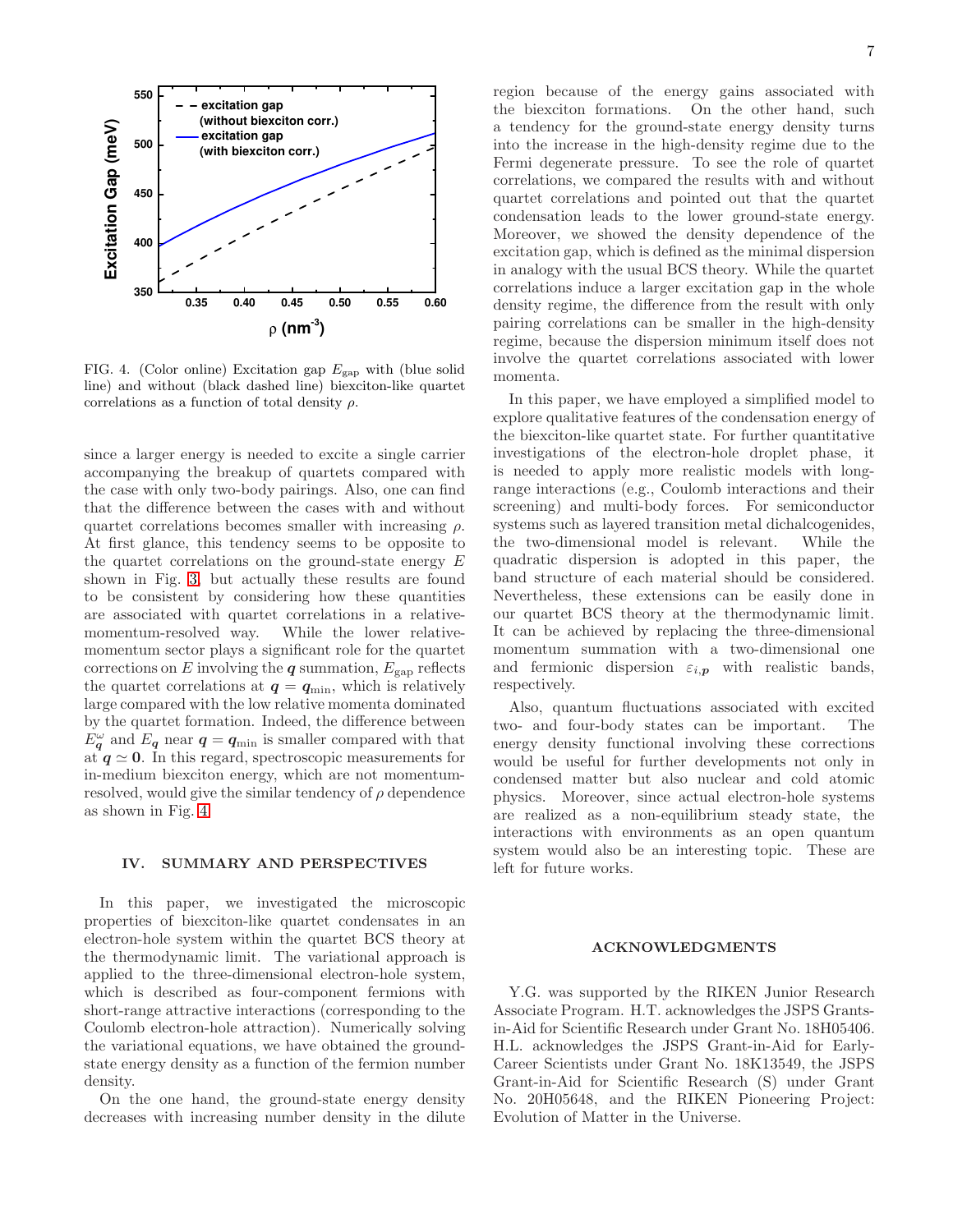FIG. 4. (Color online) Excitation gap $E_{\rm gap}$ with (blue solid line) and without (black dashed line) biexciton-like quartet correlations as a function of total density $\rho$.

since a larger energy is needed to excite a single carrier accompanying the breakup of quartets compared with the case with only two-body pairings. Also, one can find that the difference between the cases with and without quartet correlations becomes smaller with increasing $\rho$. At first glance, this tendency seems to be opposite to the quartet correlations on the ground-state energy $E$ shown in Fig. 3, but actually these results are found to be consistent by considering how these quantities are associated with quartet correlations in a relative-momentum-resolved way. While the lower relative-momentum sector plays a significant role for the quartet corrections on $E$ involving the $\boldsymbol{q}$ summation, $E_{\rm gap}$ reflects the quartet correlations at $\boldsymbol{q} = \boldsymbol{q}_{\rm min}$, which is relatively large compared with the low relative momenta dominated by the quartet formation. Indeed, the difference between $E_{\boldsymbol{q}}^{\omega}$ and $E_{\boldsymbol{q}}$ near $\boldsymbol{q} = \boldsymbol{q}_{\rm min}$ is smaller compared with that at $\boldsymbol{q} \simeq \boldsymbol{0}$. In this regard, spectroscopic measurements for in-medium biexciton energy, which are not momentum-resolved, would give the similar tendency of $\rho$ dependence as shown in Fig. 4.

## IV. SUMMARY AND PERSPECTIVES

In this paper, we investigated the microscopic properties of biexciton-like quartet condensates in an electron-hole system within the quartet BCS theory at the thermodynamic limit. The variational approach is applied to the three-dimensional electron-hole system, which is described as four-component fermions with short-range attractive interactions (corresponding to the Coulomb electron-hole attraction). Numerically solving the variational equations, we have obtained the ground-state energy density as a function of the fermion number density.

On the one hand, the ground-state energy density decreases with increasing number density in the dilute region because of the energy gains associated with the biexciton formations. On the other hand, such a tendency for the ground-state energy density turns into the increase in the high-density regime due to the Fermi degenerate pressure. To see the role of quartet correlations, we compared the results with and without quartet correlations and pointed out that the quartet condensation leads to the lower ground-state energy. Moreover, we showed the density dependence of the excitation gap, which is defined as the minimal dispersion in analogy with the usual BCS theory. While the quartet correlations induce a larger excitation gap in the whole density regime, the difference from the result with only pairing correlations can be smaller in the high-density regime, because the dispersion minimum itself does not involve the quartet correlations associated with lower momenta.

In this paper, we have employed a simplified model to explore qualitative features of the condensation energy of the biexciton-like quartet state. For further quantitative investigations of the electron-hole droplet phase, it is needed to apply more realistic models with long-range interactions (e.g., Coulomb interactions and their screening) and multi-body forces. For semiconductor systems such as layered transition metal dichalcogenides, the two-dimensional model is relevant. While the quadratic dispersion is adopted in this paper, the band structure of each material should be considered. Nevertheless, these extensions can be easily done in our quartet BCS theory at the thermodynamic limit. It can be achieved by replacing the three-dimensional momentum summation with a two-dimensional one and fermionic dispersion $\varepsilon_{i,\boldsymbol{p}}$ with realistic bands, respectively.

Also, quantum fluctuations associated with excited two- and four-body states can be important. The energy density functional involving these corrections would be useful for further developments not only in condensed matter but also nuclear and cold atomic physics. Moreover, since actual electron-hole systems are realized as a non-equilibrium steady state, the interactions with environments as an open quantum system would also be an interesting topic. These are left for future works.

## ACKNOWLEDGMENTS

Y.G. was supported by the RIKEN Junior Research Associate Program. H.T. acknowledges the JSPS Grants-in-Aid for Scientific Research under Grant No. 18H05406. H.L. acknowledges the JSPS Grant-in-Aid for Early-Career Scientists under Grant No. 18K13549, the JSPS Grant-in-Aid for Scientific Research (S) under Grant No. 20H05648, and the RIKEN Pioneering Project: Evolution of Matter in the Universe.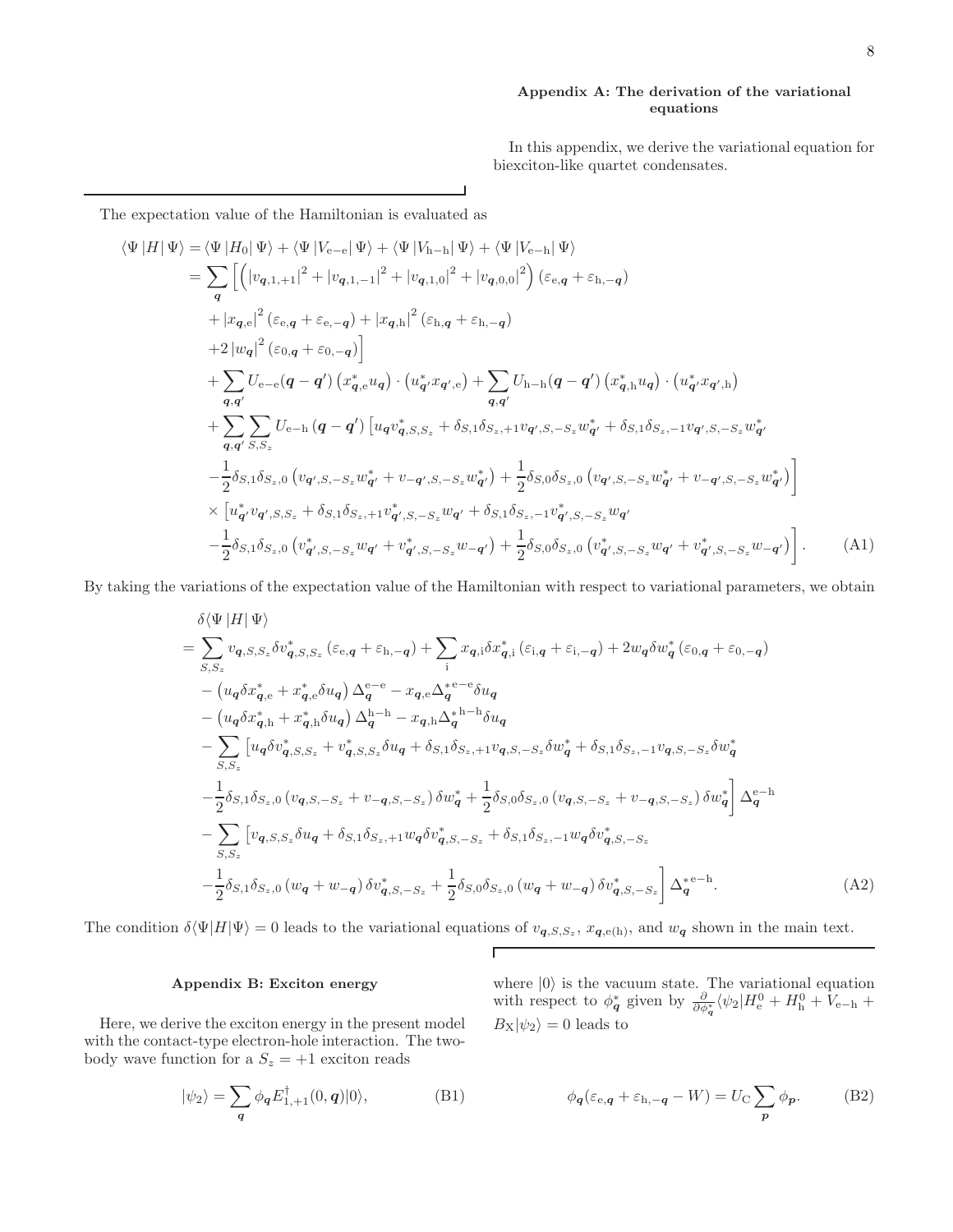## Appendix A: The derivation of the variational equations

In this appendix, we derive the variational equation for biexciton-like quartet condensates.

The expectation value of the Hamiltonian is evaluated as

$$
\begin{aligned}
\langle\Psi|H|\Psi\rangle &= \langle\Psi|H_0|\Psi\rangle + \langle\Psi|V_{\rm e-e}|\Psi\rangle + \langle\Psi|V_{\rm h-h}|\Psi\rangle + \langle\Psi|V_{\rm e-h}|\Psi\rangle \\
&= \sum_{\boldsymbol{q}}\Big[\left(|v_{\boldsymbol{q},1,+1}|^2 + |v_{\boldsymbol{q},1,-1}|^2 + |v_{\boldsymbol{q},1,0}|^2 + |v_{\boldsymbol{q},0,0}|^2\right)(\varepsilon_{\mathrm{e},\boldsymbol{q}} + \varepsilon_{\mathrm{h},-\boldsymbol{q}}) \\
&\quad + |x_{\boldsymbol{q},\mathrm{e}}|^2(\varepsilon_{\mathrm{e},\boldsymbol{q}} + \varepsilon_{\mathrm{e},-\boldsymbol{q}}) + |x_{\boldsymbol{q},\mathrm{h}}|^2(\varepsilon_{\mathrm{h},\boldsymbol{q}} + \varepsilon_{\mathrm{h},-\boldsymbol{q}}) \\
&\quad + 2|w_{\boldsymbol{q}}|^2(\varepsilon_{0,\boldsymbol{q}} + \varepsilon_{0,-\boldsymbol{q}})\Big] \\
&\quad + \sum_{\boldsymbol{q},\boldsymbol{q}'} U_{\rm e-e}(\boldsymbol{q}-\boldsymbol{q}')\left(x^*_{\boldsymbol{q},\mathrm{e}}u_{\boldsymbol{q}}\right)\cdot\left(u^*_{\boldsymbol{q}'}x_{\boldsymbol{q}',\mathrm{e}}\right) + \sum_{\boldsymbol{q},\boldsymbol{q}'} U_{\rm h-h}(\boldsymbol{q}-\boldsymbol{q}')\left(x^*_{\boldsymbol{q},\mathrm{h}}u_{\boldsymbol{q}}\right)\cdot\left(u^*_{\boldsymbol{q}'}x_{\boldsymbol{q}',\mathrm{h}}\right) \\
&\quad + \sum_{\boldsymbol{q},\boldsymbol{q}'}\sum_{S,S_z} U_{\rm e-h}(\boldsymbol{q}-\boldsymbol{q}')\Big[u_{\boldsymbol{q}}v^*_{\boldsymbol{q},S,S_z} + \delta_{S,1}\delta_{S_z,+1}v_{\boldsymbol{q}',S,-S_z}w^*_{\boldsymbol{q}'} + \delta_{S,1}\delta_{S_z,-1}v_{\boldsymbol{q}',S,-S_z}w^*_{\boldsymbol{q}'} \\
&\quad - \frac{1}{2}\delta_{S,1}\delta_{S_z,0}\left(v_{\boldsymbol{q}',S,-S_z}w^*_{\boldsymbol{q}'} + v_{-\boldsymbol{q}',S,-S_z}w^*_{\boldsymbol{q}'}\right) + \frac{1}{2}\delta_{S,0}\delta_{S_z,0}\left(v_{\boldsymbol{q}',S,-S_z}w^*_{\boldsymbol{q}'} + v_{-\boldsymbol{q}',S,-S_z}w^*_{\boldsymbol{q}'}\right)\Big] \\
&\quad \times\Big[u^*_{\boldsymbol{q}'}v_{\boldsymbol{q}',S,S_z} + \delta_{S,1}\delta_{S_z,+1}v^*_{\boldsymbol{q}',S,-S_z}w_{\boldsymbol{q}'} + \delta_{S,1}\delta_{S_z,-1}v^*_{\boldsymbol{q}',S,-S_z}w_{\boldsymbol{q}'} \\
&\quad - \frac{1}{2}\delta_{S,1}\delta_{S_z,0}\left(v^*_{\boldsymbol{q}',S,-S_z}w_{\boldsymbol{q}'} + v^*_{\boldsymbol{q}',S,-S_z}w_{-\boldsymbol{q}'}\right) + \frac{1}{2}\delta_{S,0}\delta_{S_z,0}\left(v^*_{\boldsymbol{q}',S,-S_z}w_{\boldsymbol{q}'} + v^*_{\boldsymbol{q}',S,-S_z}w_{-\boldsymbol{q}'}\right)\Big]. \qquad \text{(A1)}
\end{aligned}
$$

By taking the variations of the expectation value of the Hamiltonian with respect to variational parameters, we obtain

$$
\begin{aligned}
&\delta\langle\Psi|H|\Psi\rangle \\
&= \sum_{S,S_z} v_{\boldsymbol{q},S,S_z}\delta v^*_{\boldsymbol{q},S,S_z}(\varepsilon_{\mathrm{e},\boldsymbol{q}} + \varepsilon_{\mathrm{h},-\boldsymbol{q}}) + \sum_{\mathrm{i}} x_{\boldsymbol{q},\mathrm{i}}\delta x^*_{\boldsymbol{q},\mathrm{i}}(\varepsilon_{\mathrm{i},\boldsymbol{q}} + \varepsilon_{\mathrm{i},-\boldsymbol{q}}) + 2w_{\boldsymbol{q}}\delta w^*_{\boldsymbol{q}}(\varepsilon_{0,\boldsymbol{q}} + \varepsilon_{0,-\boldsymbol{q}}) \\
&\quad - \left(u_{\boldsymbol{q}}\delta x^*_{\boldsymbol{q},\mathrm{e}} + x^*_{\boldsymbol{q},\mathrm{e}}\delta u_{\boldsymbol{q}}\right)\Delta^{\rm e-e}_{\boldsymbol{q}} - x_{\boldsymbol{q},\mathrm{e}}\Delta^{*\,\rm e-e}_{\boldsymbol{q}}\delta u_{\boldsymbol{q}} \\
&\quad - \left(u_{\boldsymbol{q}}\delta x^*_{\boldsymbol{q},\mathrm{h}} + x^*_{\boldsymbol{q},\mathrm{h}}\delta u_{\boldsymbol{q}}\right)\Delta^{\rm h-h}_{\boldsymbol{q}} - x_{\boldsymbol{q},\mathrm{h}}\Delta^{*\,\rm h-h}_{\boldsymbol{q}}\delta u_{\boldsymbol{q}} \\
&\quad - \sum_{S,S_z}\Big[u_{\boldsymbol{q}}\delta v^*_{\boldsymbol{q},S,S_z} + v^*_{\boldsymbol{q},S,S_z}\delta u_{\boldsymbol{q}} + \delta_{S,1}\delta_{S_z,+1}v_{\boldsymbol{q},S,-S_z}\delta w^*_{\boldsymbol{q}} + \delta_{S,1}\delta_{S_z,-1}v_{\boldsymbol{q},S,-S_z}\delta w^*_{\boldsymbol{q}} \\
&\quad - \frac{1}{2}\delta_{S,1}\delta_{S_z,0}\left(v_{\boldsymbol{q},S,-S_z} + v_{-\boldsymbol{q},S,-S_z}\right)\delta w^*_{\boldsymbol{q}} + \frac{1}{2}\delta_{S,0}\delta_{S_z,0}\left(v_{\boldsymbol{q},S,-S_z} + v_{-\boldsymbol{q},S,-S_z}\right)\delta w^*_{\boldsymbol{q}}\Big]\Delta^{\rm e-h}_{\boldsymbol{q}} \\
&\quad - \sum_{S,S_z}\Big[v_{\boldsymbol{q},S,S_z}\delta u_{\boldsymbol{q}} + \delta_{S,1}\delta_{S_z,+1}w_{\boldsymbol{q}}\delta v^*_{\boldsymbol{q},S,-S_z} + \delta_{S,1}\delta_{S_z,-1}w_{\boldsymbol{q}}\delta v^*_{\boldsymbol{q},S,-S_z} \\
&\quad - \frac{1}{2}\delta_{S,1}\delta_{S_z,0}\left(w_{\boldsymbol{q}} + w_{-\boldsymbol{q}}\right)\delta v^*_{\boldsymbol{q},S,-S_z} + \frac{1}{2}\delta_{S,0}\delta_{S_z,0}\left(w_{\boldsymbol{q}} + w_{-\boldsymbol{q}}\right)\delta v^*_{\boldsymbol{q},S,-S_z}\Big]\Delta^{*\,\rm e-h}_{\boldsymbol{q}}. \qquad \text{(A2)}
\end{aligned}
$$

The condition $\delta\langle\Psi|H|\Psi\rangle = 0$ leads to the variational equations of $v_{\boldsymbol{q},S,S_z}$, $x_{\boldsymbol{q},\mathrm{e(h)}}$, and $w_{\boldsymbol{q}}$ shown in the main text.

## Appendix B: Exciton energy

Here, we derive the exciton energy in the present model with the contact-type electron-hole interaction. The two-body wave function for a $S_z = +1$ exciton reads

$$
|\psi_2\rangle = \sum_{\boldsymbol{q}}\phi_{\boldsymbol{q}}E^\dagger_{1,+1}(0,\boldsymbol{q})|0\rangle, \qquad \text{(B1)}
$$

where $|0\rangle$ is the vacuum state. The variational equation with respect to $\phi^*_{\boldsymbol{q}}$ given by $\frac{\partial}{\partial\phi^*_{\boldsymbol{q}}}\langle\psi_2|H^0_{\rm e} + H^0_{\rm h} + V_{\rm e-h} + B_{\rm X}|\psi_2\rangle = 0$ leads to

$$
\phi_{\boldsymbol{q}}(\varepsilon_{\mathrm{e},\boldsymbol{q}} + \varepsilon_{\mathrm{h},-\boldsymbol{q}} - W) = U_{\rm C}\sum_{\boldsymbol{p}}\phi_{\boldsymbol{p}}. \qquad \text{(B2)}
$$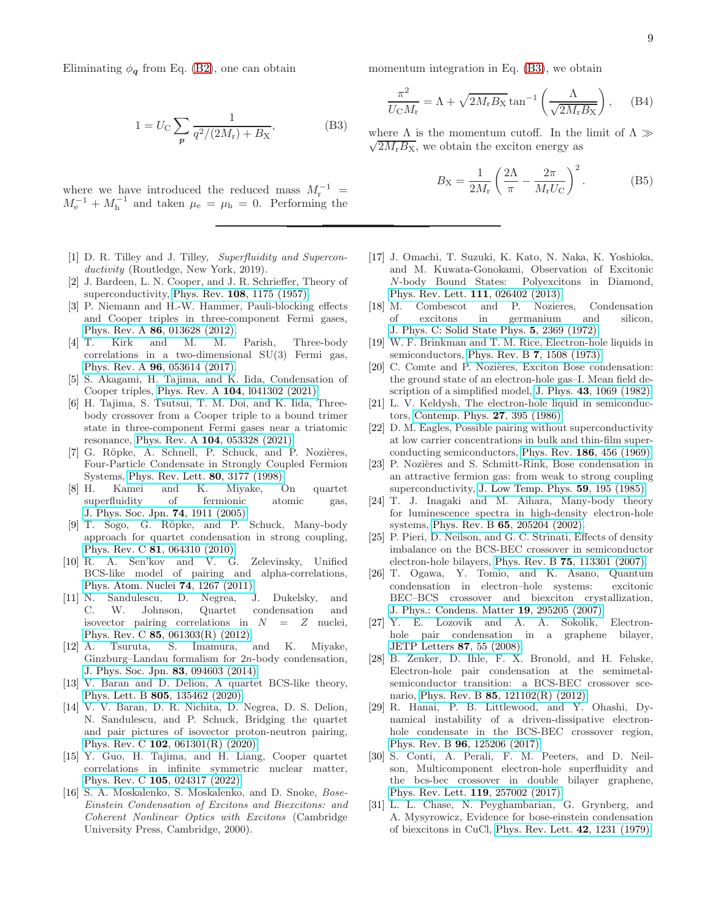Eliminating $\phi_{\boldsymbol{q}}$ from Eq. (B2), one can obtain

$$1 = U_{\rm C} \sum_{\boldsymbol{p}} \frac{1}{q^2/(2M_{\rm r}) + B_{\rm X}}, \tag{B3}$$

where we have introduced the reduced mass $M_{\rm r}^{-1} = M_{\rm e}^{-1} + M_{\rm h}^{-1}$ and taken $\mu_{\rm e} = \mu_{\rm h} = 0$. Performing the momentum integration in Eq. (B3), we obtain

$$\frac{\pi^2}{U_{\rm C} M_{\rm r}} = \Lambda + \sqrt{2M_{\rm r}B_{\rm X}} \tan^{-1}\left(\frac{\Lambda}{\sqrt{2M_{\rm r}B_{\rm X}}}\right), \tag{B4}$$

where $\Lambda$ is the momentum cutoff. In the limit of $\Lambda \gg \sqrt{2M_{\rm r}B_{\rm X}}$, we obtain the exciton energy as

$$B_{\rm X} = \frac{1}{2M_{\rm r}}\left(\frac{2\Lambda}{\pi} - \frac{2\pi}{M_{\rm r}U_{\rm C}}\right)^2. \tag{B5}$$

---

[1] D. R. Tilley and J. Tilley, *Superfluidity and Superconductivity* (Routledge, New York, 2019).

[2] J. Bardeen, L. N. Cooper, and J. R. Schrieffer, Theory of superconductivity, Phys. Rev. **108**, 1175 (1957).

[3] P. Niemann and H.-W. Hammer, Pauli-blocking effects and Cooper triples in three-component Fermi gases, Phys. Rev. A **86**, 013628 (2012).

[4] T. Kirk and M. M. Parish, Three-body correlations in a two-dimensional SU(3) Fermi gas, Phys. Rev. A **96**, 053614 (2017).

[5] S. Akagami, H. Tajima, and K. Iida, Condensation of Cooper triples, Phys. Rev. A **104**, l041302 (2021).

[6] H. Tajima, S. Tsutsui, T. M. Doi, and K. Iida, Three-body crossover from a Cooper triple to a bound trimer state in three-component Fermi gases near a triatomic resonance, Phys. Rev. A **104**, 053328 (2021).

[7] G. Röpke, A. Schnell, P. Schuck, and P. Nozières, Four-Particle Condensate in Strongly Coupled Fermion Systems, Phys. Rev. Lett. **80**, 3177 (1998).

[8] H. Kamei and K. Miyake, On quartet superfluidity of fermionic atomic gas, J. Phys. Soc. Jpn. **74**, 1911 (2005).

[9] T. Sogo, G. Röpke, and P. Schuck, Many-body approach for quartet condensation in strong coupling, Phys. Rev. C **81**, 064310 (2010).

[10] R. A. Sen'kov and V. G. Zelevinsky, Unified BCS-like model of pairing and alpha-correlations, Phys. Atom. Nuclei **74**, 1267 (2011).

[11] N. Sandulescu, D. Negrea, J. Dukelsky, and C. W. Johnson, Quartet condensation and isovector pairing correlations in $N = Z$ nuclei, Phys. Rev. C **85**, 061303(R) (2012).

[12] A. Tsuruta, S. Imamura, and K. Miyake, Ginzburg–Landau formalism for $2n$-body condensation, J. Phys. Soc. Jpn. **83**, 094603 (2014).

[13] V. Baran and D. Delion, A quartet BCS-like theory, Phys. Lett. B **805**, 135462 (2020).

[14] V. V. Baran, D. R. Nichita, D. Negrea, D. S. Delion, N. Sandulescu, and P. Schuck, Bridging the quartet and pair pictures of isovector proton-neutron pairing, Phys. Rev. C **102**, 061301(R) (2020).

[15] Y. Guo, H. Tajima, and H. Liang, Cooper quartet correlations in infinite symmetric nuclear matter, Phys. Rev. C **105**, 024317 (2022).

[16] S. A. Moskalenko, S. Moskalenko, and D. Snoke, *Bose-Einstein Condensation of Excitons and Biexcitons: and Coherent Nonlinear Optics with Excitons* (Cambridge University Press, Cambridge, 2000).

[17] J. Omachi, T. Suzuki, K. Kato, N. Naka, K. Yoshioka, and M. Kuwata-Gonokami, Observation of Excitonic $N$-body Bound States: Polyexcitons in Diamond, Phys. Rev. Lett. **111**, 026402 (2013).

[18] M. Combescot and P. Nozieres, Condensation of excitons in germanium and silicon, J. Phys. C: Solid State Phys. **5**, 2369 (1972).

[19] W. F. Brinkman and T. M. Rice, Electron-hole liquids in semiconductors, Phys. Rev. B **7**, 1508 (1973).

[20] C. Comte and P. Nozières, Exciton Bose condensation: the ground state of an electron-hole gas–I. Mean field description of a simplified model, J. Phys. **43**, 1069 (1982).

[21] L. V. Keldysh, The electron-hole liquid in semiconductors, Contemp. Phys. **27**, 395 (1986).

[22] D. M. Eagles, Possible pairing without superconductivity at low carrier concentrations in bulk and thin-film superconducting semiconductors, Phys. Rev. **186**, 456 (1969).

[23] P. Nozières and S. Schmitt-Rink, Bose condensation in an attractive fermion gas: from weak to strong coupling superconductivity, J. Low Temp. Phys. **59**, 195 (1985).

[24] T. J. Inagaki and M. Aihara, Many-body theory for luminescence spectra in high-density electron-hole systems, Phys. Rev. B **65**, 205204 (2002).

[25] P. Pieri, D. Neilson, and G. C. Strinati, Effects of density imbalance on the BCS-BEC crossover in semiconductor electron-hole bilayers, Phys. Rev. B **75**, 113301 (2007).

[26] T. Ogawa, Y. Tomio, and K. Asano, Quantum condensation in electron–hole systems: excitonic BEC–BCS crossover and biexciton crystallization, J. Phys.: Condens. Matter **19**, 295205 (2007).

[27] Y. E. Lozovik and A. A. Sokolik, Electron-hole pair condensation in a graphene bilayer, JETP Letters **87**, 55 (2008).

[28] B. Zenker, D. Ihle, F. X. Bronold, and H. Fehske, Electron-hole pair condensation at the semimetal-semiconductor transition: a BCS-BEC crossover scenario, Phys. Rev. B **85**, 121102(R) (2012).

[29] R. Hanai, P. B. Littlewood, and Y. Ohashi, Dynamical instability of a driven-dissipative electron-hole condensate in the BCS-BEC crossover region, Phys. Rev. B **96**, 125206 (2017).

[30] S. Conti, A. Perali, F. M. Peeters, and D. Neilson, Multicomponent electron-hole superfluidity and the bcs-bec crossover in double bilayer graphene, Phys. Rev. Lett. **119**, 257002 (2017).

[31] L. L. Chase, N. Peyghambarian, G. Grynberg, and A. Mysyrowicz, Evidence for bose-einstein condensation of biexcitons in CuCl, Phys. Rev. Lett. **42**, 1231 (1979).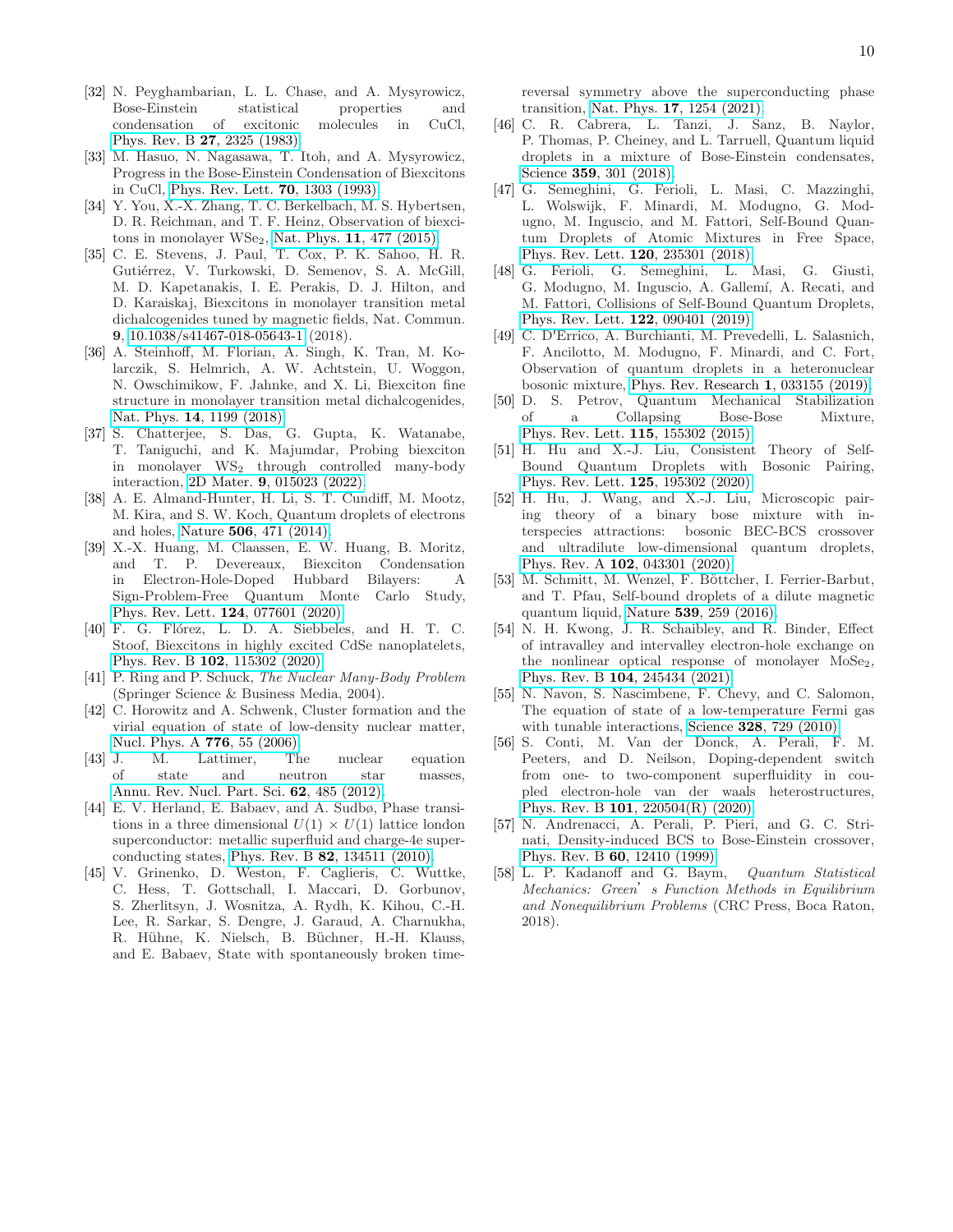[32] N. Peyghambarian, L. L. Chase, and A. Mysyrowicz, Bose-Einstein statistical properties and condensation of excitonic molecules in CuCl, Phys. Rev. B **27**, 2325 (1983).

[33] M. Hasuo, N. Nagasawa, T. Itoh, and A. Mysyrowicz, Progress in the Bose-Einstein Condensation of Biexcitons in CuCl, Phys. Rev. Lett. **70**, 1303 (1993).

[34] Y. You, X.-X. Zhang, T. C. Berkelbach, M. S. Hybertsen, D. R. Reichman, and T. F. Heinz, Observation of biexcitons in monolayer $WSe_2$, Nat. Phys. **11**, 477 (2015).

[35] C. E. Stevens, J. Paul, T. Cox, P. K. Sahoo, H. R. Gutiérrez, V. Turkowski, D. Semenov, S. A. McGill, M. D. Kapetanakis, I. E. Perakis, D. J. Hilton, and D. Karaiskaj, Biexcitons in monolayer transition metal dichalcogenides tuned by magnetic fields, Nat. Commun. **9**, 10.1038/s41467-018-05643-1 (2018).

[36] A. Steinhoff, M. Florian, A. Singh, K. Tran, M. Kolarczik, S. Helmrich, A. W. Achtstein, U. Woggon, N. Owschimikow, F. Jahnke, and X. Li, Biexciton fine structure in monolayer transition metal dichalcogenides, Nat. Phys. **14**, 1199 (2018).

[37] S. Chatterjee, S. Das, G. Gupta, K. Watanabe, T. Taniguchi, and K. Majumdar, Probing biexciton in monolayer $WS_2$ through controlled many-body interaction, 2D Mater. **9**, 015023 (2022).

[38] A. E. Almand-Hunter, H. Li, S. T. Cundiff, M. Mootz, M. Kira, and S. W. Koch, Quantum droplets of electrons and holes, Nature **506**, 471 (2014).

[39] X.-X. Huang, M. Claassen, E. W. Huang, B. Moritz, and T. P. Devereaux, Biexciton Condensation in Electron-Hole-Doped Hubbard Bilayers: A Sign-Problem-Free Quantum Monte Carlo Study, Phys. Rev. Lett. **124**, 077601 (2020).

[40] F. G. Flórez, L. D. A. Siebbeles, and H. T. C. Stoof, Biexcitons in highly excited CdSe nanoplatelets, Phys. Rev. B **102**, 115302 (2020).

[41] P. Ring and P. Schuck, *The Nuclear Many-Body Problem* (Springer Science & Business Media, 2004).

[42] C. Horowitz and A. Schwenk, Cluster formation and the virial equation of state of low-density nuclear matter, Nucl. Phys. A **776**, 55 (2006).

[43] J. M. Lattimer, The nuclear equation of state and neutron star masses, Annu. Rev. Nucl. Part. Sci. **62**, 485 (2012).

[44] E. V. Herland, E. Babaev, and A. Sudbø, Phase transitions in a three dimensional $U(1) \times U(1)$ lattice london superconductor: metallic superfluid and charge-4e superconducting states, Phys. Rev. B **82**, 134511 (2010).

[45] V. Grinenko, D. Weston, F. Caglieris, C. Wuttke, C. Hess, T. Gottschall, I. Maccari, D. Gorbunov, S. Zherlitsyn, J. Wosnitza, A. Rydh, K. Kihou, C.-H. Lee, R. Sarkar, S. Dengre, J. Garaud, A. Charnukha, R. Hühne, K. Nielsch, B. Büchner, H.-H. Klauss, and E. Babaev, State with spontaneously broken time-reversal symmetry above the superconducting phase transition, Nat. Phys. **17**, 1254 (2021).

[46] C. R. Cabrera, L. Tanzi, J. Sanz, B. Naylor, P. Thomas, P. Cheiney, and L. Tarruell, Quantum liquid droplets in a mixture of Bose-Einstein condensates, Science **359**, 301 (2018).

[47] G. Semeghini, G. Ferioli, L. Masi, C. Mazzinghi, L. Wolswijk, F. Minardi, M. Modugno, G. Modugno, M. Inguscio, and M. Fattori, Self-Bound Quantum Droplets of Atomic Mixtures in Free Space, Phys. Rev. Lett. **120**, 235301 (2018).

[48] G. Ferioli, G. Semeghini, L. Masi, G. Giusti, G. Modugno, M. Inguscio, A. Gallemí, A. Recati, and M. Fattori, Collisions of Self-Bound Quantum Droplets, Phys. Rev. Lett. **122**, 090401 (2019).

[49] C. D'Errico, A. Burchianti, M. Prevedelli, L. Salasnich, F. Ancilotto, M. Modugno, F. Minardi, and C. Fort, Observation of quantum droplets in a heteronuclear bosonic mixture, Phys. Rev. Research **1**, 033155 (2019).

[50] D. S. Petrov, Quantum Mechanical Stabilization of a Collapsing Bose-Bose Mixture, Phys. Rev. Lett. **115**, 155302 (2015).

[51] H. Hu and X.-J. Liu, Consistent Theory of Self-Bound Quantum Droplets with Bosonic Pairing, Phys. Rev. Lett. **125**, 195302 (2020).

[52] H. Hu, J. Wang, and X.-J. Liu, Microscopic pairing theory of a binary bose mixture with interspecies attractions: bosonic BEC-BCS crossover and ultradilute low-dimensional quantum droplets, Phys. Rev. A **102**, 043301 (2020).

[53] M. Schmitt, M. Wenzel, F. Böttcher, I. Ferrier-Barbut, and T. Pfau, Self-bound droplets of a dilute magnetic quantum liquid, Nature **539**, 259 (2016).

[54] N. H. Kwong, J. R. Schaibley, and R. Binder, Effect of intravalley and intervalley electron-hole exchange on the nonlinear optical response of monolayer $MoSe_2$, Phys. Rev. B **104**, 245434 (2021).

[55] N. Navon, S. Nascimbene, F. Chevy, and C. Salomon, The equation of state of a low-temperature Fermi gas with tunable interactions, Science **328**, 729 (2010).

[56] S. Conti, M. Van der Donck, A. Perali, F. M. Peeters, and D. Neilson, Doping-dependent switch from one- to two-component superfluidity in coupled electron-hole van der waals heterostructures, Phys. Rev. B **101**, 220504(R) (2020).

[57] N. Andrenacci, A. Perali, P. Pieri, and G. C. Strinati, Density-induced BCS to Bose-Einstein crossover, Phys. Rev. B **60**, 12410 (1999).

[58] L. P. Kadanoff and G. Baym, *Quantum Statistical Mechanics: Green's Function Methods in Equilibrium and Nonequilibrium Problems* (CRC Press, Boca Raton, 2018).